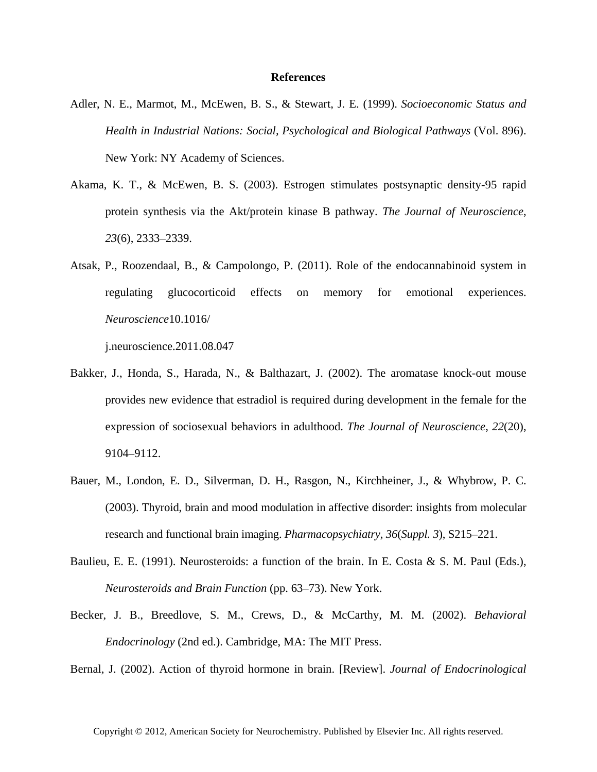# References

Adler, N. E., Marmot, M., McEwen, B. S., & Stewart, J. E. (1999). *Socioeconomic Status and Health in Industrial Nations: Social, Psychological and Biological Pathways* (Vol. 896). New York: NY Academy of Sciences.

Akama, K. T., & McEwen, B. S. (2003). Estrogen stimulates postsynaptic density-95 rapid protein synthesis via the Akt/protein kinase B pathway. *The Journal of Neuroscience*, *23*(6), 2333–2339.

Atsak, P., Roozendaal, B., & Campolongo, P. (2011). Role of the endocannabinoid system in regulating glucocorticoid effects on memory for emotional experiences. *Neuroscience*10.1016/ j.neuroscience.2011.08.047

Bakker, J., Honda, S., Harada, N., & Balthazart, J. (2002). The aromatase knock-out mouse provides new evidence that estradiol is required during development in the female for the expression of sociosexual behaviors in adulthood. *The Journal of Neuroscience*, *22*(20), 9104–9112.

Bauer, M., London, E. D., Silverman, D. H., Rasgon, N., Kirchheiner, J., & Whybrow, P. C. (2003). Thyroid, brain and mood modulation in affective disorder: insights from molecular research and functional brain imaging. *Pharmacopsychiatry*, *36*(*Suppl. 3*), S215–221.

Baulieu, E. E. (1991). Neurosteroids: a function of the brain. In E. Costa & S. M. Paul (Eds.), *Neurosteroids and Brain Function* (pp. 63–73). New York.

Becker, J. B., Breedlove, S. M., Crews, D., & McCarthy, M. M. (2002). *Behavioral Endocrinology* (2nd ed.). Cambridge, MA: The MIT Press.

Bernal, J. (2002). Action of thyroid hormone in brain. [Review]. *Journal of Endocrinological*

Copyright © 2012, American Society for Neurochemistry. Published by Elsevier Inc. All rights reserved.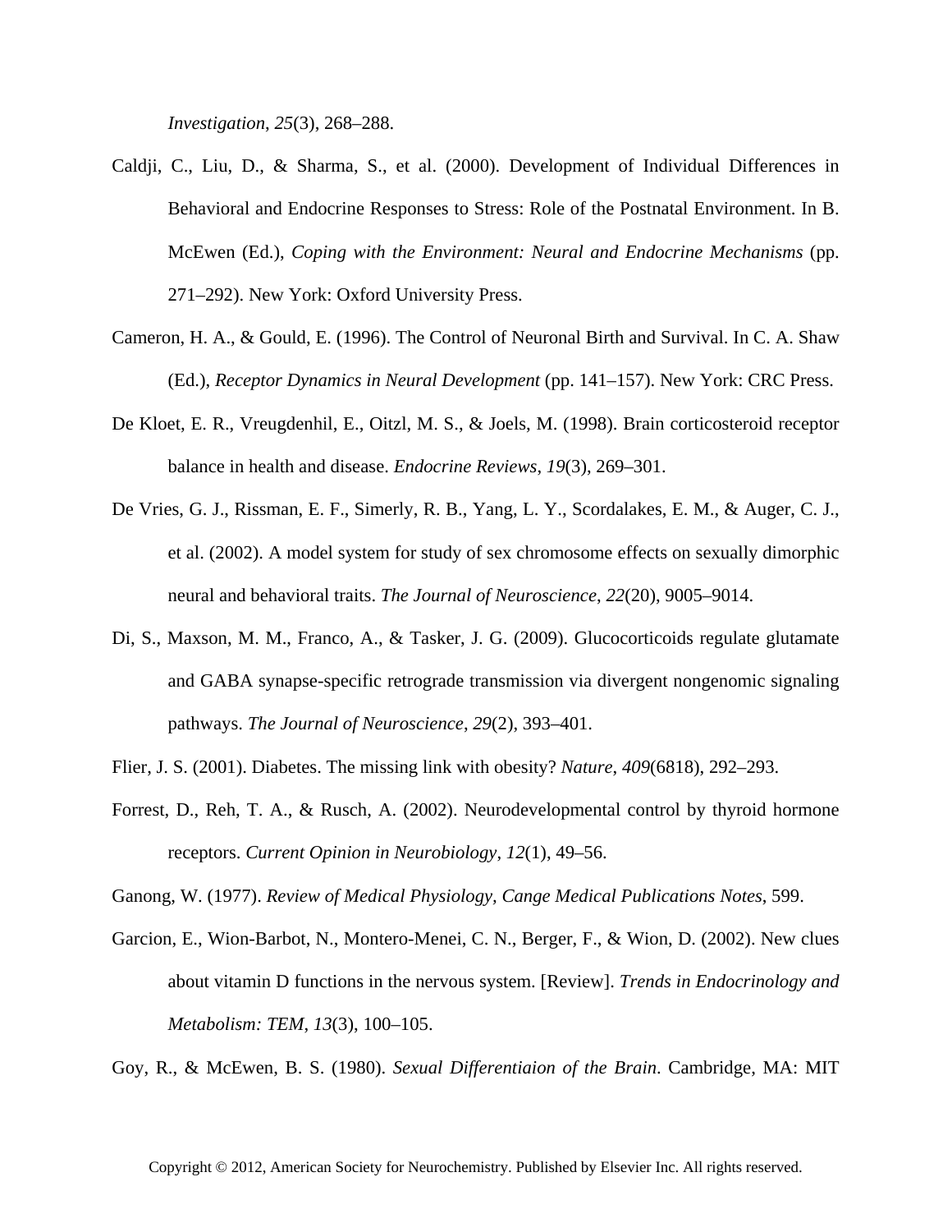*Investigation*, *25*(3), 268–288.

Caldji, C., Liu, D., & Sharma, S., et al. (2000). Development of Individual Differences in Behavioral and Endocrine Responses to Stress: Role of the Postnatal Environment. In B. McEwen (Ed.), *Coping with the Environment: Neural and Endocrine Mechanisms* (pp. 271–292). New York: Oxford University Press.

Cameron, H. A., & Gould, E. (1996). The Control of Neuronal Birth and Survival. In C. A. Shaw (Ed.), *Receptor Dynamics in Neural Development* (pp. 141–157). New York: CRC Press.

De Kloet, E. R., Vreugdenhil, E., Oitzl, M. S., & Joels, M. (1998). Brain corticosteroid receptor balance in health and disease. *Endocrine Reviews*, *19*(3), 269–301.

De Vries, G. J., Rissman, E. F., Simerly, R. B., Yang, L. Y., Scordalakes, E. M., & Auger, C. J., et al. (2002). A model system for study of sex chromosome effects on sexually dimorphic neural and behavioral traits. *The Journal of Neuroscience*, *22*(20), 9005–9014.

Di, S., Maxson, M. M., Franco, A., & Tasker, J. G. (2009). Glucocorticoids regulate glutamate and GABA synapse-specific retrograde transmission via divergent nongenomic signaling pathways. *The Journal of Neuroscience*, *29*(2), 393–401.

Flier, J. S. (2001). Diabetes. The missing link with obesity? *Nature*, *409*(6818), 292–293.

Forrest, D., Reh, T. A., & Rusch, A. (2002). Neurodevelopmental control by thyroid hormone receptors. *Current Opinion in Neurobiology*, *12*(1), 49–56.

Ganong, W. (1977). *Review of Medical Physiology, Cange Medical Publications Notes*, 599.

Garcion, E., Wion-Barbot, N., Montero-Menei, C. N., Berger, F., & Wion, D. (2002). New clues about vitamin D functions in the nervous system. [Review]. *Trends in Endocrinology and Metabolism: TEM*, *13*(3), 100–105.

Goy, R., & McEwen, B. S. (1980). *Sexual Differentiaion of the Brain*. Cambridge, MA: MIT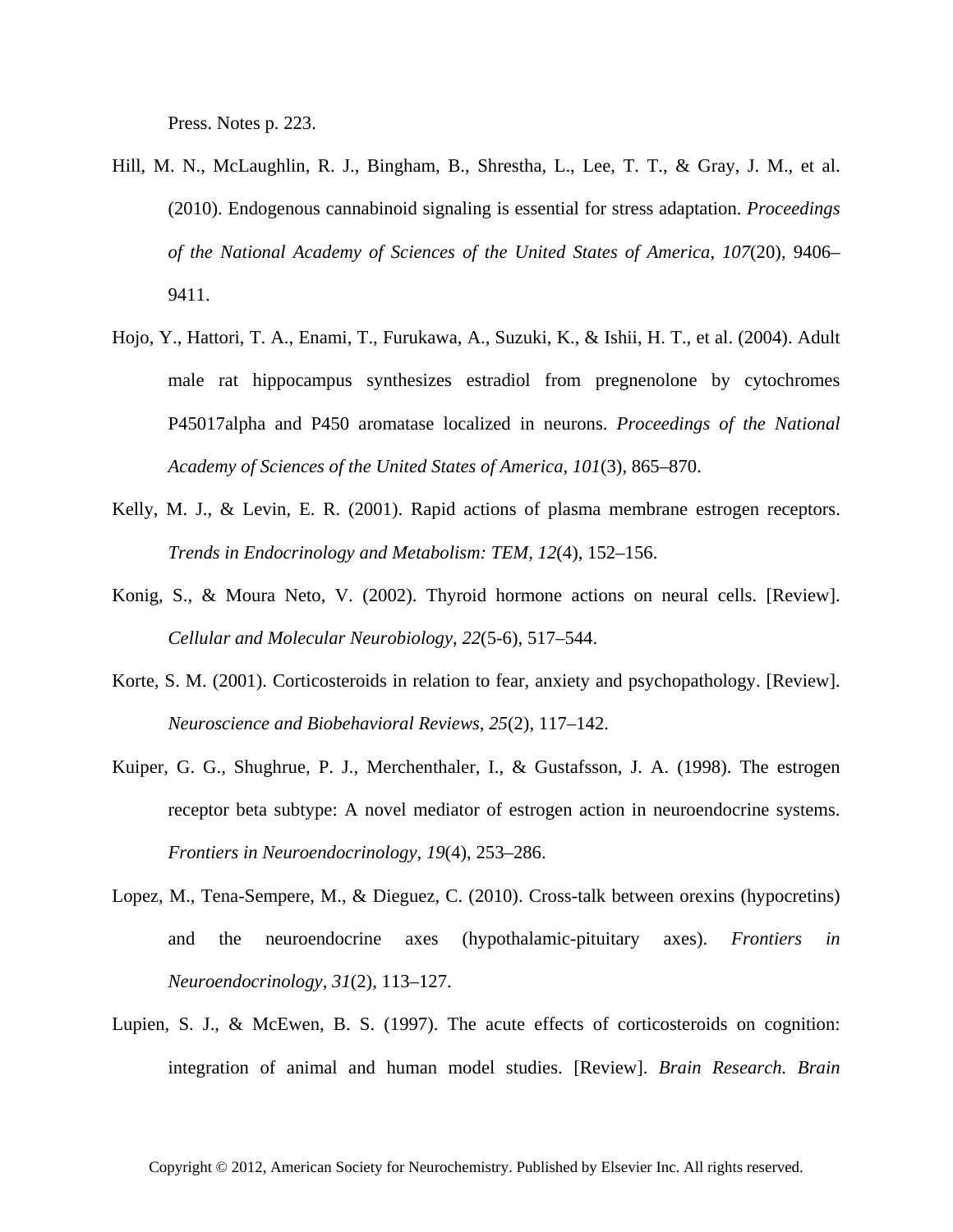Press. Notes p. 223.

Hill, M. N., McLaughlin, R. J., Bingham, B., Shrestha, L., Lee, T. T., & Gray, J. M., et al. (2010). Endogenous cannabinoid signaling is essential for stress adaptation. *Proceedings of the National Academy of Sciences of the United States of America*, *107*(20), 9406–9411.

Hojo, Y., Hattori, T. A., Enami, T., Furukawa, A., Suzuki, K., & Ishii, H. T., et al. (2004). Adult male rat hippocampus synthesizes estradiol from pregnenolone by cytochromes P45017alpha and P450 aromatase localized in neurons. *Proceedings of the National Academy of Sciences of the United States of America*, *101*(3), 865–870.

Kelly, M. J., & Levin, E. R. (2001). Rapid actions of plasma membrane estrogen receptors. *Trends in Endocrinology and Metabolism: TEM*, *12*(4), 152–156.

Konig, S., & Moura Neto, V. (2002). Thyroid hormone actions on neural cells. [Review]. *Cellular and Molecular Neurobiology*, *22*(5-6), 517–544.

Korte, S. M. (2001). Corticosteroids in relation to fear, anxiety and psychopathology. [Review]. *Neuroscience and Biobehavioral Reviews*, *25*(2), 117–142.

Kuiper, G. G., Shughrue, P. J., Merchenthaler, I., & Gustafsson, J. A. (1998). The estrogen receptor beta subtype: A novel mediator of estrogen action in neuroendocrine systems. *Frontiers in Neuroendocrinology*, *19*(4), 253–286.

Lopez, M., Tena-Sempere, M., & Dieguez, C. (2010). Cross-talk between orexins (hypocretins) and the neuroendocrine axes (hypothalamic-pituitary axes). *Frontiers in Neuroendocrinology*, *31*(2), 113–127.

Lupien, S. J., & McEwen, B. S. (1997). The acute effects of corticosteroids on cognition: integration of animal and human model studies. [Review]. *Brain Research. Brain*

Copyright © 2012, American Society for Neurochemistry. Published by Elsevier Inc. All rights reserved.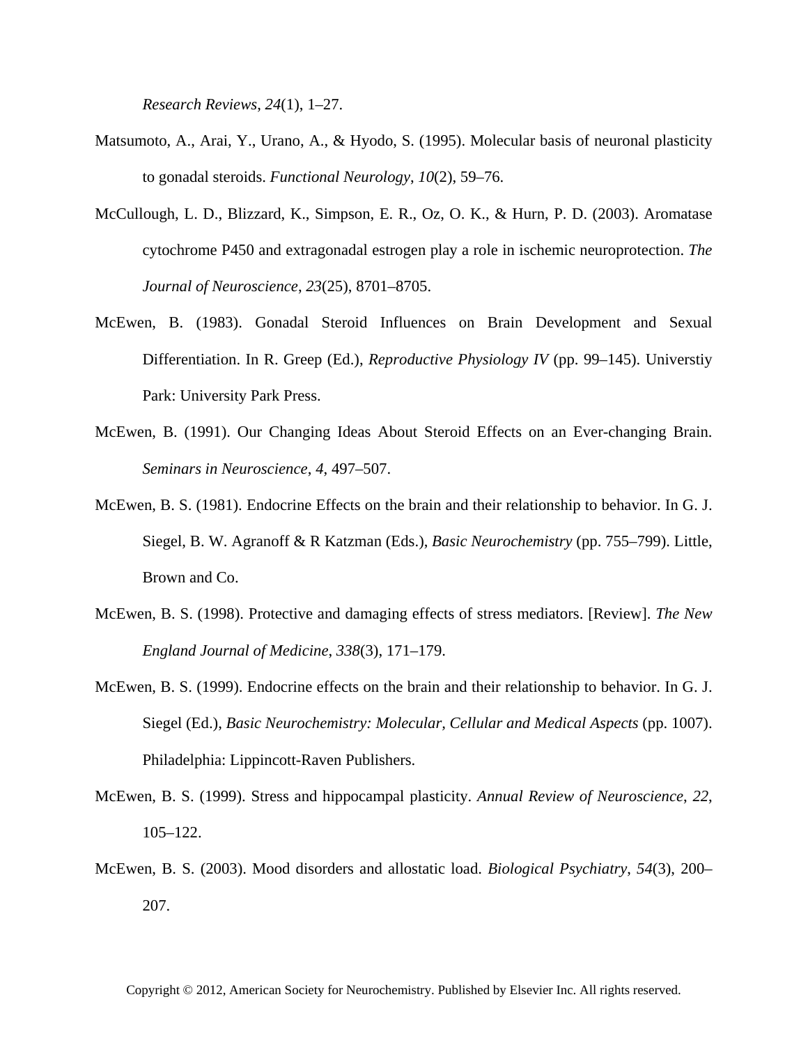*Research Reviews*, *24*(1), 1–27.

Matsumoto, A., Arai, Y., Urano, A., & Hyodo, S. (1995). Molecular basis of neuronal plasticity to gonadal steroids. *Functional Neurology*, *10*(2), 59–76.

McCullough, L. D., Blizzard, K., Simpson, E. R., Oz, O. K., & Hurn, P. D. (2003). Aromatase cytochrome P450 and extragonadal estrogen play a role in ischemic neuroprotection. *The Journal of Neuroscience*, *23*(25), 8701–8705.

McEwen, B. (1983). Gonadal Steroid Influences on Brain Development and Sexual Differentiation. In R. Greep (Ed.), *Reproductive Physiology IV* (pp. 99–145). Universtiy Park: University Park Press.

McEwen, B. (1991). Our Changing Ideas About Steroid Effects on an Ever-changing Brain. *Seminars in Neuroscience*, *4*, 497–507.

McEwen, B. S. (1981). Endocrine Effects on the brain and their relationship to behavior. In G. J. Siegel, B. W. Agranoff & R Katzman (Eds.), *Basic Neurochemistry* (pp. 755–799). Little, Brown and Co.

McEwen, B. S. (1998). Protective and damaging effects of stress mediators. [Review]. *The New England Journal of Medicine*, *338*(3), 171–179.

McEwen, B. S. (1999). Endocrine effects on the brain and their relationship to behavior. In G. J. Siegel (Ed.), *Basic Neurochemistry: Molecular, Cellular and Medical Aspects* (pp. 1007). Philadelphia: Lippincott-Raven Publishers.

McEwen, B. S. (1999). Stress and hippocampal plasticity. *Annual Review of Neuroscience*, *22*, 105–122.

McEwen, B. S. (2003). Mood disorders and allostatic load. *Biological Psychiatry*, *54*(3), 200–207.

Copyright © 2012, American Society for Neurochemistry. Published by Elsevier Inc. All rights reserved.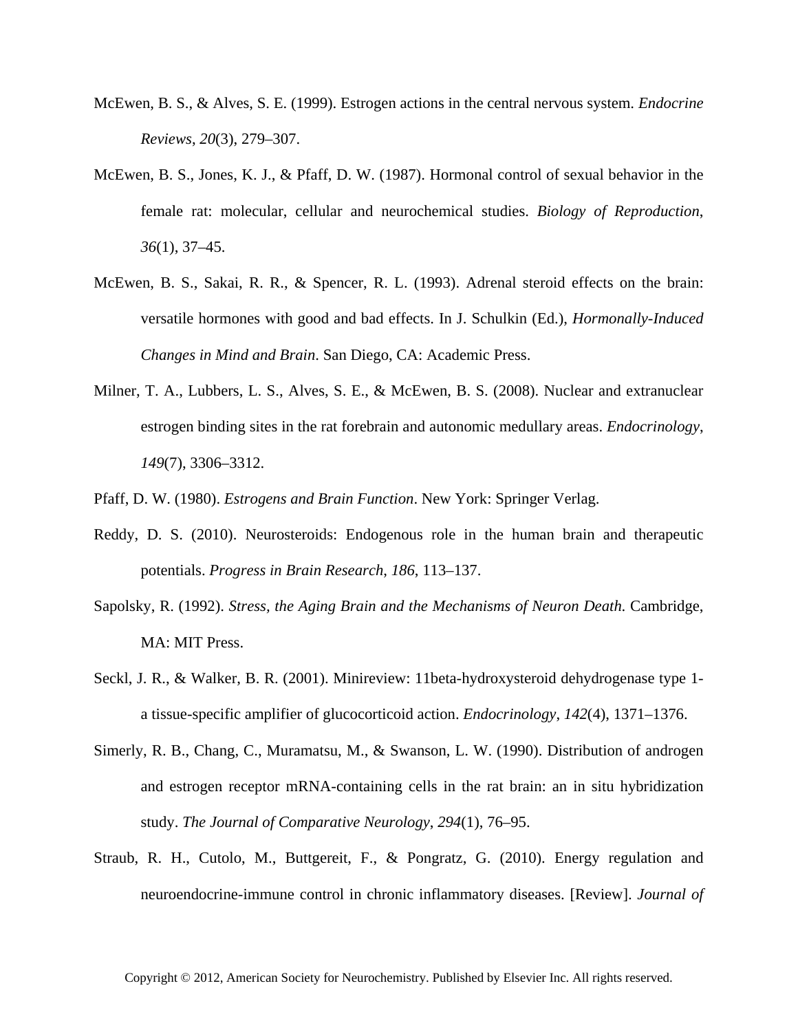McEwen, B. S., & Alves, S. E. (1999). Estrogen actions in the central nervous system. *Endocrine Reviews*, *20*(3), 279–307.

McEwen, B. S., Jones, K. J., & Pfaff, D. W. (1987). Hormonal control of sexual behavior in the female rat: molecular, cellular and neurochemical studies. *Biology of Reproduction*, *36*(1), 37–45.

McEwen, B. S., Sakai, R. R., & Spencer, R. L. (1993). Adrenal steroid effects on the brain: versatile hormones with good and bad effects. In J. Schulkin (Ed.), *Hormonally-Induced Changes in Mind and Brain*. San Diego, CA: Academic Press.

Milner, T. A., Lubbers, L. S., Alves, S. E., & McEwen, B. S. (2008). Nuclear and extranuclear estrogen binding sites in the rat forebrain and autonomic medullary areas. *Endocrinology*, *149*(7), 3306–3312.

Pfaff, D. W. (1980). *Estrogens and Brain Function*. New York: Springer Verlag.

Reddy, D. S. (2010). Neurosteroids: Endogenous role in the human brain and therapeutic potentials. *Progress in Brain Research*, *186*, 113–137.

Sapolsky, R. (1992). *Stress, the Aging Brain and the Mechanisms of Neuron Death*. Cambridge, MA: MIT Press.

Seckl, J. R., & Walker, B. R. (2001). Minireview: 11beta-hydroxysteroid dehydrogenase type 1-a tissue-specific amplifier of glucocorticoid action. *Endocrinology*, *142*(4), 1371–1376.

Simerly, R. B., Chang, C., Muramatsu, M., & Swanson, L. W. (1990). Distribution of androgen and estrogen receptor mRNA-containing cells in the rat brain: an in situ hybridization study. *The Journal of Comparative Neurology*, *294*(1), 76–95.

Straub, R. H., Cutolo, M., Buttgereit, F., & Pongratz, G. (2010). Energy regulation and neuroendocrine-immune control in chronic inflammatory diseases. [Review]. *Journal of*

Copyright © 2012, American Society for Neurochemistry. Published by Elsevier Inc. All rights reserved.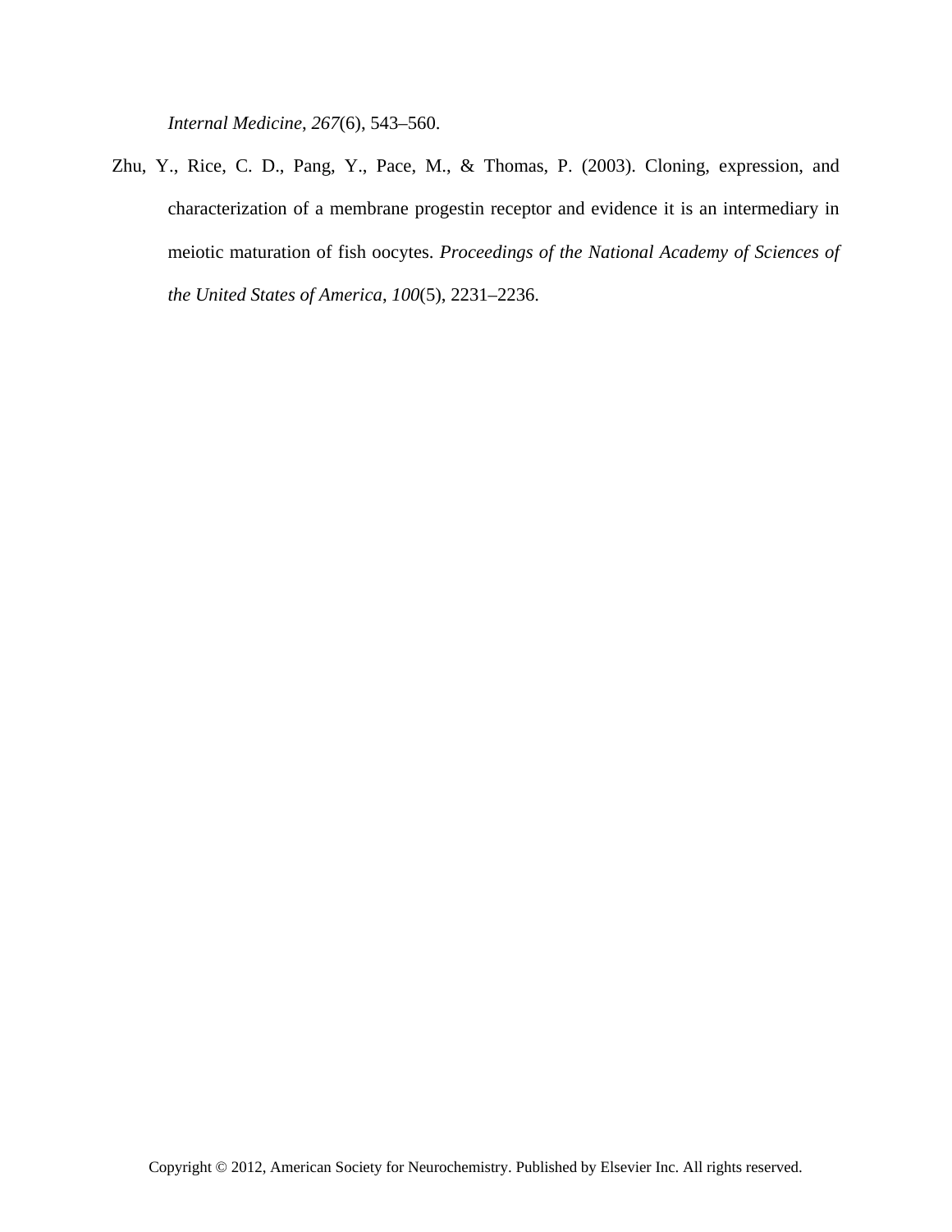*Internal Medicine*, *267*(6), 543–560.

Zhu, Y., Rice, C. D., Pang, Y., Pace, M., & Thomas, P. (2003). Cloning, expression, and characterization of a membrane progestin receptor and evidence it is an intermediary in meiotic maturation of fish oocytes. *Proceedings of the National Academy of Sciences of the United States of America*, *100*(5), 2231–2236.

Copyright © 2012, American Society for Neurochemistry. Published by Elsevier Inc. All rights reserved.